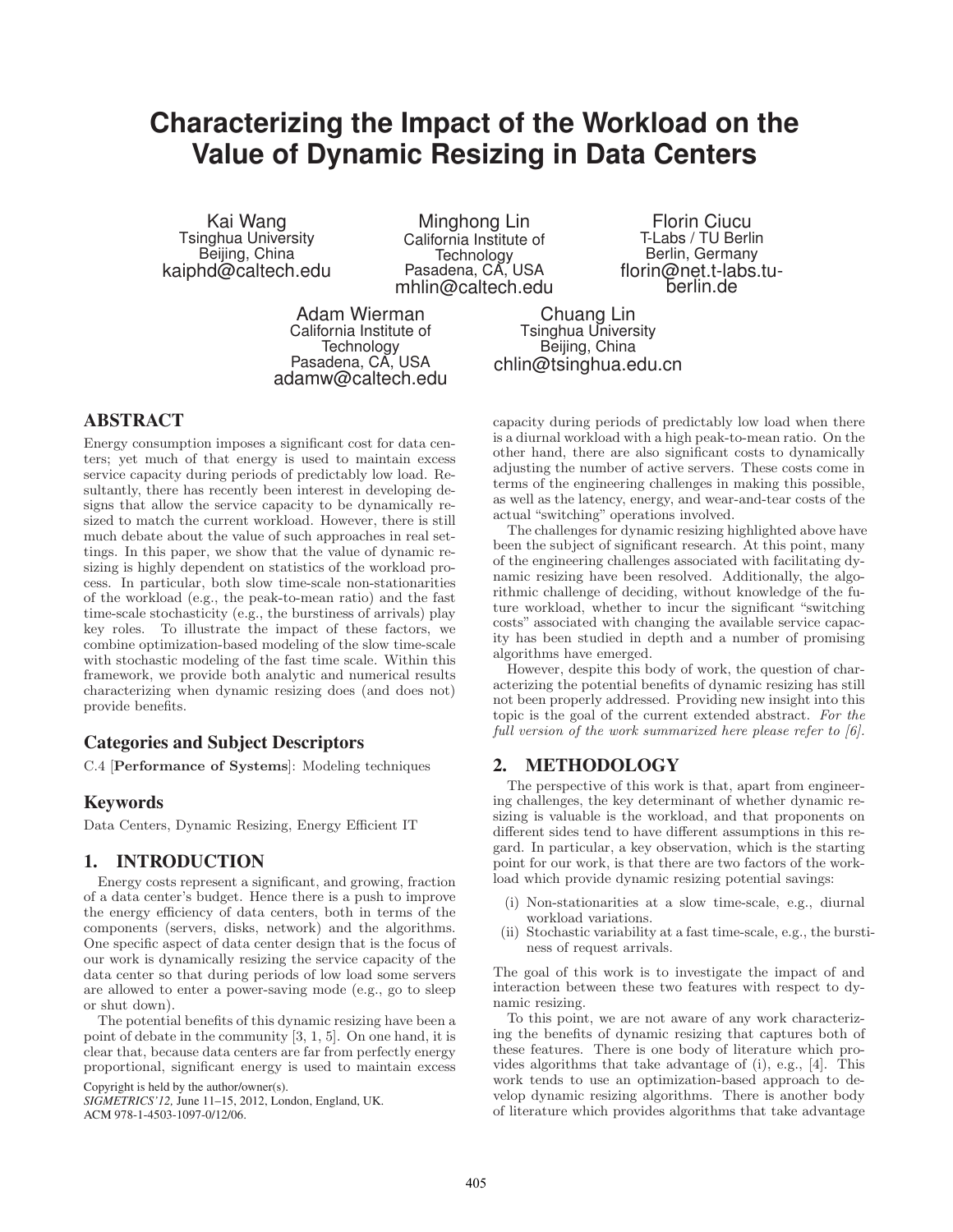# Characterizing the Impact of the Workload on the Value of Dynamic Resizing in Data Centers

Kai Wang
Tsinghua University
Beijing, China
kaiphd@caltech.edu

Minghong Lin
California Institute of Technology
Pasadena, CA, USA
mhlin@caltech.edu

Florin Ciucu
T-Labs / TU Berlin
Berlin, Germany
florin@net.t-labs.tu-berlin.de

Adam Wierman
California Institute of Technology
Pasadena, CA, USA
adamw@caltech.edu

Chuang Lin
Tsinghua University
Beijing, China
chlin@tsinghua.edu.cn

## ABSTRACT

Energy consumption imposes a significant cost for data centers; yet much of that energy is used to maintain excess service capacity during periods of predictably low load. Resultantly, there has recently been interest in developing designs that allow the service capacity to be dynamically resized to match the current workload. However, there is still much debate about the value of such approaches in real settings. In this paper, we show that the value of dynamic resizing is highly dependent on statistics of the workload process. In particular, both slow time-scale non-stationarities of the workload (e.g., the peak-to-mean ratio) and the fast time-scale stochasticity (e.g., the burstiness of arrivals) play key roles. To illustrate the impact of these factors, we combine optimization-based modeling of the slow time-scale with stochastic modeling of the fast time scale. Within this framework, we provide both analytic and numerical results characterizing when dynamic resizing does (and does not) provide benefits.

### Categories and Subject Descriptors

C.4 [**Performance of Systems**]: Modeling techniques

### Keywords

Data Centers, Dynamic Resizing, Energy Efficient IT

## 1. INTRODUCTION

Energy costs represent a significant, and growing, fraction of a data center's budget. Hence there is a push to improve the energy efficiency of data centers, both in terms of the components (servers, disks, network) and the algorithms. One specific aspect of data center design that is the focus of our work is dynamically resizing the service capacity of the data center so that during periods of low load some servers are allowed to enter a power-saving mode (e.g., go to sleep or shut down).

The potential benefits of this dynamic resizing have been a point of debate in the community [3, 1, 5]. On one hand, it is clear that, because data centers are far from perfectly energy proportional, significant energy is used to maintain excess capacity during periods of predictably low load when there is a diurnal workload with a high peak-to-mean ratio. On the other hand, there are also significant costs to dynamically adjusting the number of active servers. These costs come in terms of the engineering challenges in making this possible, as well as the latency, energy, and wear-and-tear costs of the actual "switching" operations involved.

The challenges for dynamic resizing highlighted above have been the subject of significant research. At this point, many of the engineering challenges associated with facilitating dynamic resizing have been resolved. Additionally, the algorithmic challenge of deciding, without knowledge of the future workload, whether to incur the significant "switching costs" associated with changing the available service capacity has been studied in depth and a number of promising algorithms have emerged.

However, despite this body of work, the question of characterizing the potential benefits of dynamic resizing has still not been properly addressed. Providing new insight into this topic is the goal of the current extended abstract. *For the full version of the work summarized here please refer to [6].*

Copyright is held by the author/owner(s).
*SIGMETRICS'12,* June 11–15, 2012, London, England, UK.
ACM 978-1-4503-1097-0/12/06.

## 2. METHODOLOGY

The perspective of this work is that, apart from engineering challenges, the key determinant of whether dynamic resizing is valuable is the workload, and that proponents on different sides tend to have different assumptions in this regard. In particular, a key observation, which is the starting point for our work, is that there are two factors of the workload which provide dynamic resizing potential savings:

(i) Non-stationarities at a slow time-scale, e.g., diurnal workload variations.
(ii) Stochastic variability at a fast time-scale, e.g., the burstiness of request arrivals.

The goal of this work is to investigate the impact of and interaction between these two features with respect to dynamic resizing.

To this point, we are not aware of any work characterizing the benefits of dynamic resizing that captures both of these features. There is one body of literature which provides algorithms that take advantage of (i), e.g., [4]. This work tends to use an optimization-based approach to develop dynamic resizing algorithms. There is another body of literature which provides algorithms that take advantage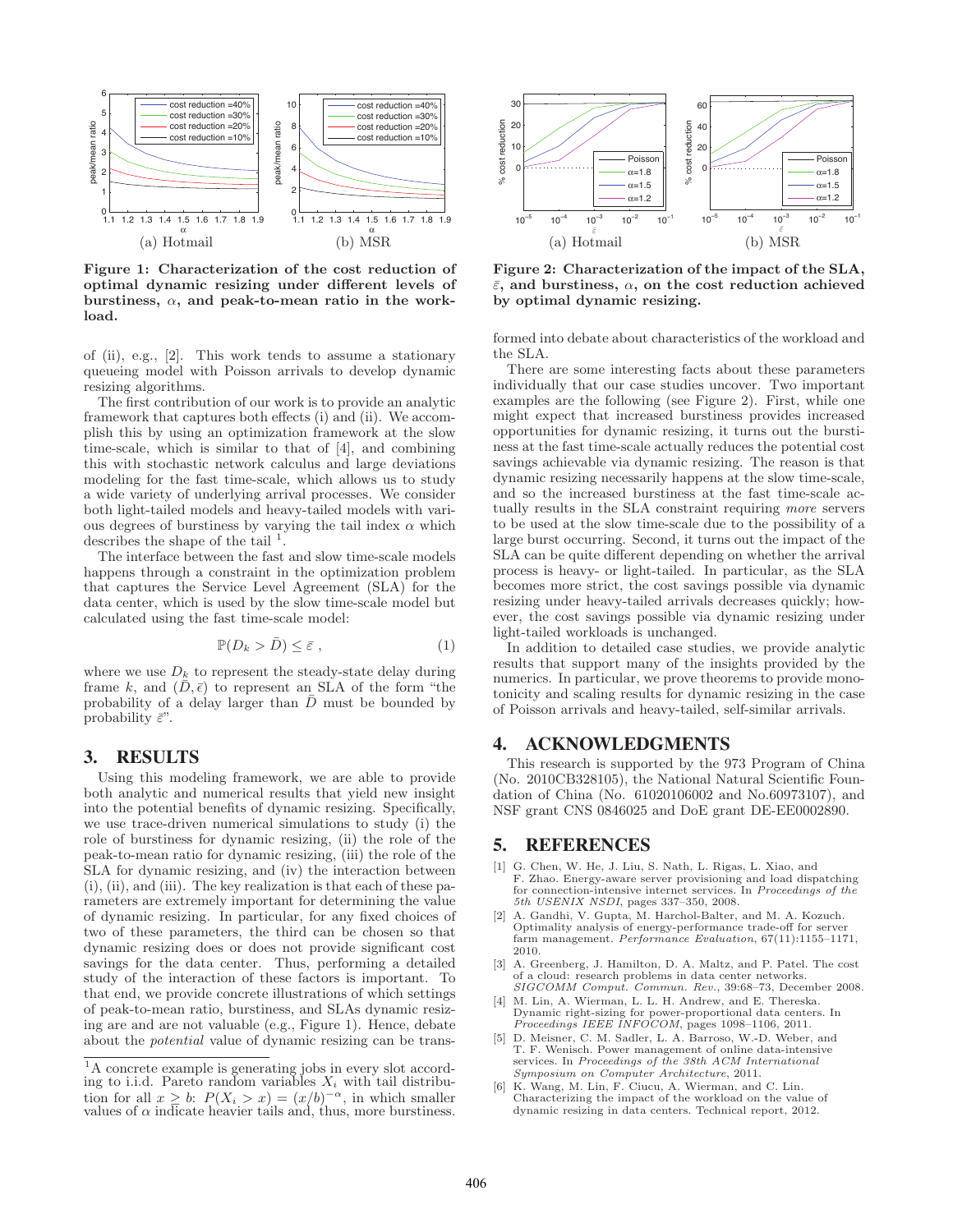6
5
4
3
2
1
0
peak/mean ratio
1.1 1.2 1.3 1.4 1.5 1.6 1.7 1.8 1.9
α
cost reduction =40%
cost reduction =30%
cost reduction =20%
cost reduction =10%
(a) Hotmail

10
8
6
4
2
0
peak/mean ratio
1.1 1.2 1.3 1.4 1.5 1.6 1.7 1.8 1.9
α
cost reduction =40%
cost reduction =30%
cost reduction =20%
cost reduction =10%
(b) MSR

**Figure 1: Characterization of the cost reduction of optimal dynamic resizing under different levels of burstiness, $\alpha$, and peak-to-mean ratio in the workload.**

30
20
10
0
% cost reduction
$10^{-5}$ $10^{-4}$ $10^{-3}$ $10^{-2}$ $10^{-1}$
$\bar{\varepsilon}$
Poisson
α=1.8
α=1.5
α=1.2
(a) Hotmail

60
40
20
0
% cost reduction
$10^{-5}$ $10^{-4}$ $10^{-3}$ $10^{-2}$ $10^{-1}$
$\bar{\varepsilon}$
Poisson
α=1.8
α=1.5
α=1.2
(b) MSR

**Figure 2: Characterization of the impact of the SLA, $\bar{\varepsilon}$, and burstiness, $\alpha$, on the cost reduction achieved by optimal dynamic resizing.**

of (ii), e.g., [2]. This work tends to assume a stationary queueing model with Poisson arrivals to develop dynamic resizing algorithms.

The first contribution of our work is to provide an analytic framework that captures both effects (i) and (ii). We accomplish this by using an optimization framework at the slow time-scale, which is similar to that of [4], and combining this with stochastic network calculus and large deviations modeling for the fast time-scale, which allows us to study a wide variety of underlying arrival processes. We consider both light-tailed models and heavy-tailed models with various degrees of burstiness by varying the tail index $\alpha$ which describes the shape of the tail [1].

The interface between the fast and slow time-scale models happens through a constraint in the optimization problem that captures the Service Level Agreement (SLA) for the data center, which is used by the slow time-scale model but calculated using the fast time-scale model:

$$\mathbb{P}(D_k > \bar{D}) \leq \bar{\varepsilon}\,, \tag{1}$$

where we use $D_k$ to represent the steady-state delay during frame $k$, and $(\bar{D}, \bar{\epsilon})$ to represent an SLA of the form "the probability of a delay larger than $\bar{D}$ must be bounded by probability $\bar{\varepsilon}$".

## 3. RESULTS

Using this modeling framework, we are able to provide both analytic and numerical results that yield new insight into the potential benefits of dynamic resizing. Specifically, we use trace-driven numerical simulations to study (i) the role of burstiness for dynamic resizing, (ii) the role of the peak-to-mean ratio for dynamic resizing, (iii) the role of the SLA for dynamic resizing, and (iv) the interaction between (i), (ii), and (iii). The key realization is that each of these parameters are extremely important for determining the value of dynamic resizing. In particular, for any fixed choices of two of these parameters, the third can be chosen so that dynamic resizing does or does not provide significant cost savings for the data center. Thus, performing a detailed study of the interaction of these factors is important. To that end, we provide concrete illustrations of which settings of peak-to-mean ratio, burstiness, and SLAs dynamic resizing are and are not valuable (e.g., Figure 1). Hence, debate about the *potential* value of dynamic resizing can be transformed into debate about characteristics of the workload and the SLA.

There are some interesting facts about these parameters individually that our case studies uncover. Two important examples are the following (see Figure 2). First, while one might expect that increased burstiness provides increased opportunities for dynamic resizing, it turns out the burstiness at the fast time-scale actually reduces the potential cost savings achievable via dynamic resizing. The reason is that dynamic resizing necessarily happens at the slow time-scale, and so the increased burstiness at the fast time-scale actually results in the SLA constraint requiring *more* servers to be used at the slow time-scale due to the possibility of a large burst occurring. Second, it turns out the impact of the SLA can be quite different depending on whether the arrival process is heavy- or light-tailed. In particular, as the SLA becomes more strict, the cost savings possible via dynamic resizing under heavy-tailed arrivals decreases quickly; however, the cost savings possible via dynamic resizing under light-tailed workloads is unchanged.

In addition to detailed case studies, we provide analytic results that support many of the insights provided by the numerics. In particular, we prove theorems to provide monotonicity and scaling results for dynamic resizing in the case of Poisson arrivals and heavy-tailed, self-similar arrivals.

## 4. ACKNOWLEDGMENTS

This research is supported by the 973 Program of China (No. 2010CB328105), the National Natural Scientific Foundation of China (No. 61020106002 and No.60973107), and NSF grant CNS 0846025 and DoE grant DE-EE0002890.

## 5. REFERENCES

[1] G. Chen, W. He, J. Liu, S. Nath, L. Rigas, L. Xiao, and F. Zhao. Energy-aware server provisioning and load dispatching for connection-intensive internet services. In *Proceedings of the 5th USENIX NSDI*, pages 337–350, 2008.

[2] A. Gandhi, V. Gupta, M. Harchol-Balter, and M. A. Kozuch. Optimality analysis of energy-performance trade-off for server farm management. *Performance Evaluation*, 67(11):1155–1171, 2010.

[3] A. Greenberg, J. Hamilton, D. A. Maltz, and P. Patel. The cost of a cloud: research problems in data center networks. *SIGCOMM Comput. Commun. Rev.*, 39:68–73, December 2008.

[4] M. Lin, A. Wierman, L. L. H. Andrew, and E. Thereska. Dynamic right-sizing for power-proportional data centers. In *Proceedings IEEE INFOCOM*, pages 1098–1106, 2011.

[5] D. Meisner, C. M. Sadler, L. A. Barroso, W.-D. Weber, and T. F. Wenisch. Power management of online data-intensive services. In *Proceedings of the 38th ACM International Symposium on Computer Architecture*, 2011.

[6] K. Wang, M. Lin, F. Ciucu, A. Wierman, and C. Lin. Characterizing the impact of the workload on the value of dynamic resizing in data centers. Technical report, 2012.

---

[1] A concrete example is generating jobs in every slot according to i.i.d. Pareto random variables $X_i$ with tail distribution for all $x \geq b$: $P(X_i > x) = (x/b)^{-\alpha}$, in which smaller values of $\alpha$ indicate heavier tails and, thus, more burstiness.